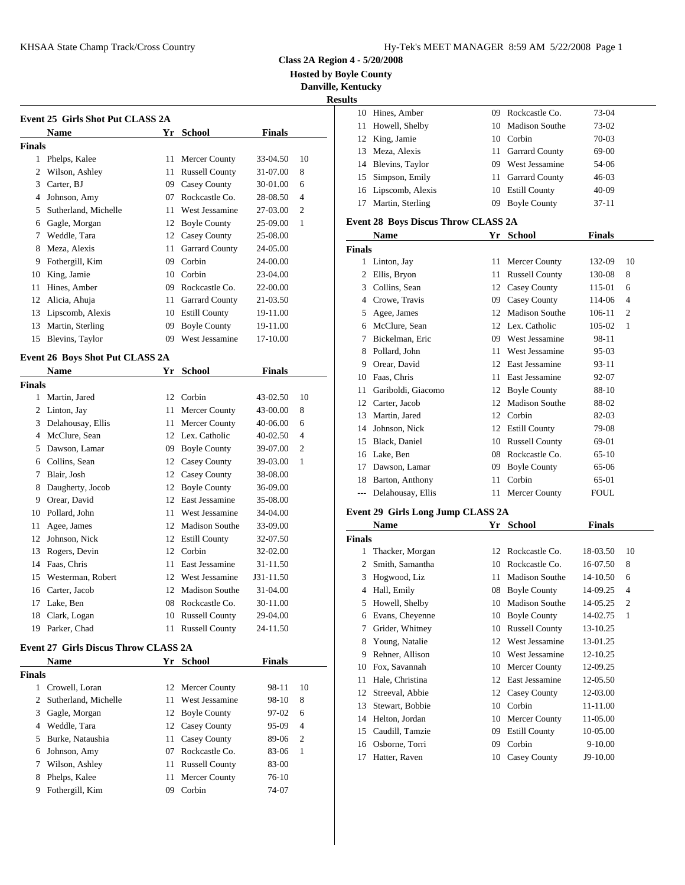**Class 2A Region 4 - 5/20/2008**

**Hosted by Boyle County**

**Danville, Kentucky**

**Results**

### Event 25 Girls Shot Put CLASS 2A

| | Name | Yr | School | Finals | |
|---|---|---|---|---|---|
| **Finals** | | | | | |
| 1 | Phelps, Kalee | 11 | Mercer County | 33-04.50 | 10 |
| 2 | Wilson, Ashley | 11 | Russell County | 31-07.00 | 8 |
| 3 | Carter, BJ | 09 | Casey County | 30-01.00 | 6 |
| 4 | Johnson, Amy | 07 | Rockcastle Co. | 28-08.50 | 4 |
| 5 | Sutherland, Michelle | 11 | West Jessamine | 27-03.00 | 2 |
| 6 | Gagle, Morgan | 12 | Boyle County | 25-09.00 | 1 |
| 7 | Weddle, Tara | 12 | Casey County | 25-08.00 | |
| 8 | Meza, Alexis | 11 | Garrard County | 24-05.00 | |
| 9 | Fothergill, Kim | 09 | Corbin | 24-00.00 | |
| 10 | King, Jamie | 10 | Corbin | 23-04.00 | |
| 11 | Hines, Amber | 09 | Rockcastle Co. | 22-00.00 | |
| 12 | Alicia, Ahuja | 11 | Garrard County | 21-03.50 | |
| 13 | Lipscomb, Alexis | 10 | Estill County | 19-11.00 | |
| 13 | Martin, Sterling | 09 | Boyle County | 19-11.00 | |
| 15 | Blevins, Taylor | 09 | West Jessamine | 17-10.00 | |

### Event 26 Boys Shot Put CLASS 2A

| | Name | Yr | School | Finals | |
|---|---|---|---|---|---|
| **Finals** | | | | | |
| 1 | Martin, Jared | 12 | Corbin | 43-02.50 | 10 |
| 2 | Linton, Jay | 11 | Mercer County | 43-00.00 | 8 |
| 3 | Delahousay, Ellis | 11 | Mercer County | 40-06.00 | 6 |
| 4 | McClure, Sean | 12 | Lex. Catholic | 40-02.50 | 4 |
| 5 | Dawson, Lamar | 09 | Boyle County | 39-07.00 | 2 |
| 6 | Collins, Sean | 12 | Casey County | 39-03.00 | 1 |
| 7 | Blair, Josh | 12 | Casey County | 38-08.00 | |
| 8 | Daugherty, Jocob | 12 | Boyle County | 36-09.00 | |
| 9 | Orear, David | 12 | East Jessamine | 35-08.00 | |
| 10 | Pollard, John | 11 | West Jessamine | 34-04.00 | |
| 11 | Agee, James | 12 | Madison Southe | 33-09.00 | |
| 12 | Johnson, Nick | 12 | Estill County | 32-07.50 | |
| 13 | Rogers, Devin | 12 | Corbin | 32-02.00 | |
| 14 | Faas, Chris | 11 | East Jessamine | 31-11.50 | |
| 15 | Westerman, Robert | 12 | West Jessamine | J31-11.50 | |
| 16 | Carter, Jacob | 12 | Madison Southe | 31-04.00 | |
| 17 | Lake, Ben | 08 | Rockcastle Co. | 30-11.00 | |
| 18 | Clark, Logan | 10 | Russell County | 29-04.00 | |
| 19 | Parker, Chad | 11 | Russell County | 24-11.50 | |

### Event 27 Girls Discus Throw CLASS 2A

| | Name | Yr | School | Finals | |
|---|---|---|---|---|---|
| **Finals** | | | | | |
| 1 | Crowell, Loran | 12 | Mercer County | 98-11 | 10 |
| 2 | Sutherland, Michelle | 11 | West Jessamine | 98-10 | 8 |
| 3 | Gagle, Morgan | 12 | Boyle County | 97-02 | 6 |
| 4 | Weddle, Tara | 12 | Casey County | 95-09 | 4 |
| 5 | Burke, Nataushia | 11 | Casey County | 89-06 | 2 |
| 6 | Johnson, Amy | 07 | Rockcastle Co. | 83-06 | 1 |
| 7 | Wilson, Ashley | 11 | Russell County | 83-00 | |
| 8 | Phelps, Kalee | 11 | Mercer County | 76-10 | |
| 9 | Fothergill, Kim | 09 | Corbin | 74-07 | |
| 10 | Hines, Amber | 09 | Rockcastle Co. | 73-04 | |
| 11 | Howell, Shelby | 10 | Madison Southe | 73-02 | |
| 12 | King, Jamie | 10 | Corbin | 70-03 | |
| 13 | Meza, Alexis | 11 | Garrard County | 69-00 | |
| 14 | Blevins, Taylor | 09 | West Jessamine | 54-06 | |
| 15 | Simpson, Emily | 11 | Garrard County | 46-03 | |
| 16 | Lipscomb, Alexis | 10 | Estill County | 40-09 | |
| 17 | Martin, Sterling | 09 | Boyle County | 37-11 | |

### Event 28 Boys Discus Throw CLASS 2A

| | Name | Yr | School | Finals | |
|---|---|---|---|---|---|
| **Finals** | | | | | |
| 1 | Linton, Jay | 11 | Mercer County | 132-09 | 10 |
| 2 | Ellis, Bryon | 11 | Russell County | 130-08 | 8 |
| 3 | Collins, Sean | 12 | Casey County | 115-01 | 6 |
| 4 | Crowe, Travis | 09 | Casey County | 114-06 | 4 |
| 5 | Agee, James | 12 | Madison Southe | 106-11 | 2 |
| 6 | McClure, Sean | 12 | Lex. Catholic | 105-02 | 1 |
| 7 | Bickelman, Eric | 09 | West Jessamine | 98-11 | |
| 8 | Pollard, John | 11 | West Jessamine | 95-03 | |
| 9 | Orear, David | 12 | East Jessamine | 93-11 | |
| 10 | Faas, Chris | 11 | East Jessamine | 92-07 | |
| 11 | Gariboldi, Giacomo | 12 | Boyle County | 88-10 | |
| 12 | Carter, Jacob | 12 | Madison Southe | 88-02 | |
| 13 | Martin, Jared | 12 | Corbin | 82-03 | |
| 14 | Johnson, Nick | 12 | Estill County | 79-08 | |
| 15 | Black, Daniel | 10 | Russell County | 69-01 | |
| 16 | Lake, Ben | 08 | Rockcastle Co. | 65-10 | |
| 17 | Dawson, Lamar | 09 | Boyle County | 65-06 | |
| 18 | Barton, Anthony | 11 | Corbin | 65-01 | |
| --- | Delahousay, Ellis | 11 | Mercer County | FOUL | |

### Event 29 Girls Long Jump CLASS 2A

| | Name | Yr | School | Finals | |
|---|---|---|---|---|---|
| **Finals** | | | | | |
| 1 | Thacker, Morgan | 12 | Rockcastle Co. | 18-03.50 | 10 |
| 2 | Smith, Samantha | 10 | Rockcastle Co. | 16-07.50 | 8 |
| 3 | Hogwood, Liz | 11 | Madison Southe | 14-10.50 | 6 |
| 4 | Hall, Emily | 08 | Boyle County | 14-09.25 | 4 |
| 5 | Howell, Shelby | 10 | Madison Southe | 14-05.25 | 2 |
| 6 | Evans, Cheyenne | 10 | Boyle County | 14-02.75 | 1 |
| 7 | Grider, Whitney | 10 | Russell County | 13-10.25 | |
| 8 | Young, Natalie | 12 | West Jessamine | 13-01.25 | |
| 9 | Rehner, Allison | 10 | West Jessamine | 12-10.25 | |
| 10 | Fox, Savannah | 10 | Mercer County | 12-09.25 | |
| 11 | Hale, Christina | 12 | East Jessamine | 12-05.50 | |
| 12 | Streeval, Abbie | 12 | Casey County | 12-03.00 | |
| 13 | Stewart, Bobbie | 10 | Corbin | 11-11.00 | |
| 14 | Helton, Jordan | 10 | Mercer County | 11-05.00 | |
| 15 | Caudill, Tamzie | 09 | Estill County | 10-05.00 | |
| 16 | Osborne, Torri | 09 | Corbin | 9-10.00 | |
| 17 | Hatter, Raven | 10 | Casey County | J9-10.00 | |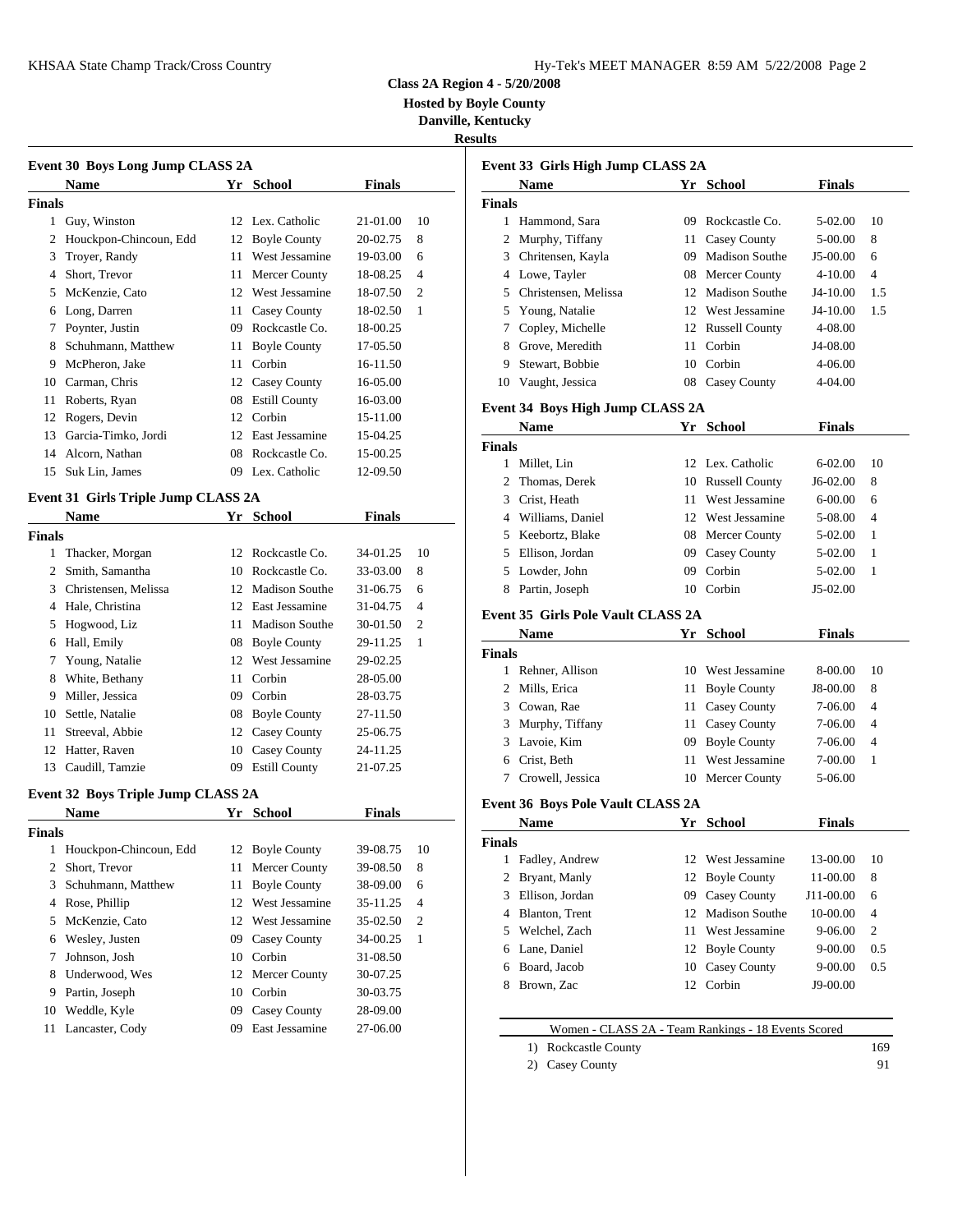**Class 2A Region 4 - 5/20/2008**

**Hosted by Boyle County**

**Danville, Kentucky**

**Results**

### Event 30 Boys Long Jump CLASS 2A

| | Name | Yr | School | Finals | |
|---|---|---|---|---|---|
| **Finals** | | | | | |
| 1 | Guy, Winston | 12 | Lex. Catholic | 21-01.00 | 10 |
| 2 | Houckpon-Chincoun, Edd | 12 | Boyle County | 20-02.75 | 8 |
| 3 | Troyer, Randy | 11 | West Jessamine | 19-03.00 | 6 |
| 4 | Short, Trevor | 11 | Mercer County | 18-08.25 | 4 |
| 5 | McKenzie, Cato | 12 | West Jessamine | 18-07.50 | 2 |
| 6 | Long, Darren | 11 | Casey County | 18-02.50 | 1 |
| 7 | Poynter, Justin | 09 | Rockcastle Co. | 18-00.25 | |
| 8 | Schuhmann, Matthew | 11 | Boyle County | 17-05.50 | |
| 9 | McPheron, Jake | 11 | Corbin | 16-11.50 | |
| 10 | Carman, Chris | 12 | Casey County | 16-05.00 | |
| 11 | Roberts, Ryan | 08 | Estill County | 16-03.00 | |
| 12 | Rogers, Devin | 12 | Corbin | 15-11.00 | |
| 13 | Garcia-Timko, Jordi | 12 | East Jessamine | 15-04.25 | |
| 14 | Alcorn, Nathan | 08 | Rockcastle Co. | 15-00.25 | |
| 15 | Suk Lin, James | 09 | Lex. Catholic | 12-09.50 | |

### Event 31 Girls Triple Jump CLASS 2A

| | Name | Yr | School | Finals | |
|---|---|---|---|---|---|
| **Finals** | | | | | |
| 1 | Thacker, Morgan | 12 | Rockcastle Co. | 34-01.25 | 10 |
| 2 | Smith, Samantha | 10 | Rockcastle Co. | 33-03.00 | 8 |
| 3 | Christensen, Melissa | 12 | Madison Southe | 31-06.75 | 6 |
| 4 | Hale, Christina | 12 | East Jessamine | 31-04.75 | 4 |
| 5 | Hogwood, Liz | 11 | Madison Southe | 30-01.50 | 2 |
| 6 | Hall, Emily | 08 | Boyle County | 29-11.25 | 1 |
| 7 | Young, Natalie | 12 | West Jessamine | 29-02.25 | |
| 8 | White, Bethany | 11 | Corbin | 28-05.00 | |
| 9 | Miller, Jessica | 09 | Corbin | 28-03.75 | |
| 10 | Settle, Natalie | 08 | Boyle County | 27-11.50 | |
| 11 | Streeval, Abbie | 12 | Casey County | 25-06.75 | |
| 12 | Hatter, Raven | 10 | Casey County | 24-11.25 | |
| 13 | Caudill, Tamzie | 09 | Estill County | 21-07.25 | |

### Event 32 Boys Triple Jump CLASS 2A

| | Name | Yr | School | Finals | |
|---|---|---|---|---|---|
| **Finals** | | | | | |
| 1 | Houckpon-Chincoun, Edd | 12 | Boyle County | 39-08.75 | 10 |
| 2 | Short, Trevor | 11 | Mercer County | 39-08.50 | 8 |
| 3 | Schuhmann, Matthew | 11 | Boyle County | 38-09.00 | 6 |
| 4 | Rose, Phillip | 12 | West Jessamine | 35-11.25 | 4 |
| 5 | McKenzie, Cato | 12 | West Jessamine | 35-02.50 | 2 |
| 6 | Wesley, Justen | 09 | Casey County | 34-00.25 | 1 |
| 7 | Johnson, Josh | 10 | Corbin | 31-08.50 | |
| 8 | Underwood, Wes | 12 | Mercer County | 30-07.25 | |
| 9 | Partin, Joseph | 10 | Corbin | 30-03.75 | |
| 10 | Weddle, Kyle | 09 | Casey County | 28-09.00 | |
| 11 | Lancaster, Cody | 09 | East Jessamine | 27-06.00 | |

### Event 33 Girls High Jump CLASS 2A

| | Name | Yr | School | Finals | |
|---|---|---|---|---|---|
| **Finals** | | | | | |
| 1 | Hammond, Sara | 09 | Rockcastle Co. | 5-02.00 | 10 |
| 2 | Murphy, Tiffany | 11 | Casey County | 5-00.00 | 8 |
| 3 | Chritensen, Kayla | 09 | Madison Southe | J5-00.00 | 6 |
| 4 | Lowe, Tayler | 08 | Mercer County | 4-10.00 | 4 |
| 5 | Christensen, Melissa | 12 | Madison Southe | J4-10.00 | 1.5 |
| 5 | Young, Natalie | 12 | West Jessamine | J4-10.00 | 1.5 |
| 7 | Copley, Michelle | 12 | Russell County | 4-08.00 | |
| 8 | Grove, Meredith | 11 | Corbin | J4-08.00 | |
| 9 | Stewart, Bobbie | 10 | Corbin | 4-06.00 | |
| 10 | Vaught, Jessica | 08 | Casey County | 4-04.00 | |

### Event 34 Boys High Jump CLASS 2A

| | Name | Yr | School | Finals | |
|---|---|---|---|---|---|
| **Finals** | | | | | |
| 1 | Millet, Lin | 12 | Lex. Catholic | 6-02.00 | 10 |
| 2 | Thomas, Derek | 10 | Russell County | J6-02.00 | 8 |
| 3 | Crist, Heath | 11 | West Jessamine | 6-00.00 | 6 |
| 4 | Williams, Daniel | 12 | West Jessamine | 5-08.00 | 4 |
| 5 | Keebortz, Blake | 08 | Mercer County | 5-02.00 | 1 |
| 5 | Ellison, Jordan | 09 | Casey County | 5-02.00 | 1 |
| 5 | Lowder, John | 09 | Corbin | 5-02.00 | 1 |
| 8 | Partin, Joseph | 10 | Corbin | J5-02.00 | |

### Event 35 Girls Pole Vault CLASS 2A

| | Name | Yr | School | Finals | |
|---|---|---|---|---|---|
| **Finals** | | | | | |
| 1 | Rehner, Allison | 10 | West Jessamine | 8-00.00 | 10 |
| 2 | Mills, Erica | 11 | Boyle County | J8-00.00 | 8 |
| 3 | Cowan, Rae | 11 | Casey County | 7-06.00 | 4 |
| 3 | Murphy, Tiffany | 11 | Casey County | 7-06.00 | 4 |
| 3 | Lavoie, Kim | 09 | Boyle County | 7-06.00 | 4 |
| 6 | Crist, Beth | 11 | West Jessamine | 7-00.00 | 1 |
| 7 | Crowell, Jessica | 10 | Mercer County | 5-06.00 | |

### Event 36 Boys Pole Vault CLASS 2A

| | Name | Yr | School | Finals | |
|---|---|---|---|---|---|
| **Finals** | | | | | |
| 1 | Fadley, Andrew | 12 | West Jessamine | 13-00.00 | 10 |
| 2 | Bryant, Manly | 12 | Boyle County | 11-00.00 | 8 |
| 3 | Ellison, Jordan | 09 | Casey County | J11-00.00 | 6 |
| 4 | Blanton, Trent | 12 | Madison Southe | 10-00.00 | 4 |
| 5 | Welchel, Zach | 11 | West Jessamine | 9-06.00 | 2 |
| 6 | Lane, Daniel | 12 | Boyle County | 9-00.00 | 0.5 |
| 6 | Board, Jacob | 10 | Casey County | 9-00.00 | 0.5 |
| 8 | Brown, Zac | 12 | Corbin | J9-00.00 | |

### Women - CLASS 2A - Team Rankings - 18 Events Scored

| | Team | Points |
|---|---|---|
| 1) | Rockcastle County | 169 |
| 2) | Casey County | 91 |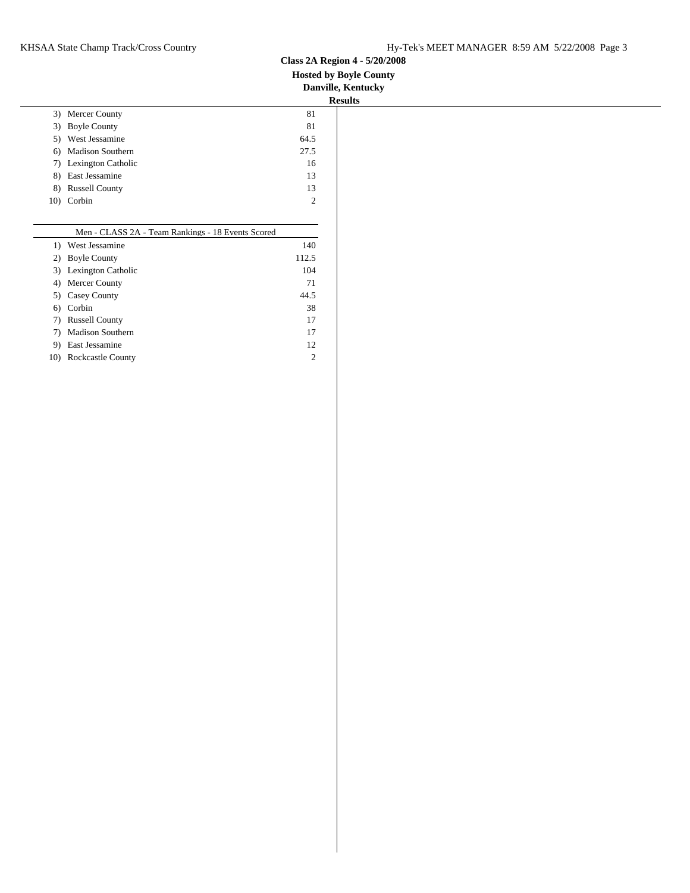**Class 2A Region 4 - 5/20/2008**

**Hosted by Boyle County**

**Danville, Kentucky**

**Results**

| | | |
|---|---|---|
| 3) | Mercer County | 81 |
| 3) | Boyle County | 81 |
| 5) | West Jessamine | 64.5 |
| 6) | Madison Southern | 27.5 |
| 7) | Lexington Catholic | 16 |
| 8) | East Jessamine | 13 |
| 8) | Russell County | 13 |
| 10) | Corbin | 2 |

Men - CLASS 2A - Team Rankings - 18 Events Scored

| | | |
|---|---|---|
| 1) | West Jessamine | 140 |
| 2) | Boyle County | 112.5 |
| 3) | Lexington Catholic | 104 |
| 4) | Mercer County | 71 |
| 5) | Casey County | 44.5 |
| 6) | Corbin | 38 |
| 7) | Russell County | 17 |
| 7) | Madison Southern | 17 |
| 9) | East Jessamine | 12 |
| 10) | Rockcastle County | 2 |